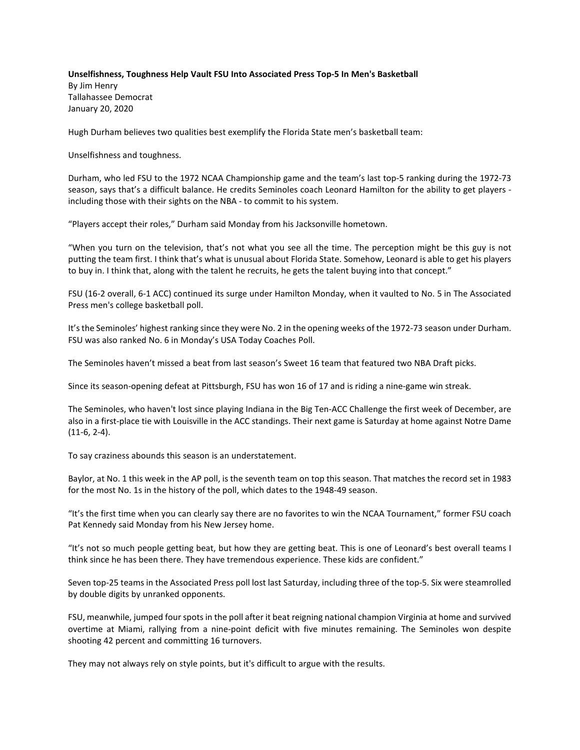**Unselfishness, Toughness Help Vault FSU Into Associated Press Top-5 In Men's Basketball**
By Jim Henry
Tallahassee Democrat
January 20, 2020

Hugh Durham believes two qualities best exemplify the Florida State men's basketball team:

Unselfishness and toughness.

Durham, who led FSU to the 1972 NCAA Championship game and the team's last top-5 ranking during the 1972-73 season, says that's a difficult balance. He credits Seminoles coach Leonard Hamilton for the ability to get players - including those with their sights on the NBA - to commit to his system.

"Players accept their roles," Durham said Monday from his Jacksonville hometown.

"When you turn on the television, that's not what you see all the time. The perception might be this guy is not putting the team first. I think that's what is unusual about Florida State. Somehow, Leonard is able to get his players to buy in. I think that, along with the talent he recruits, he gets the talent buying into that concept."

FSU (16-2 overall, 6-1 ACC) continued its surge under Hamilton Monday, when it vaulted to No. 5 in The Associated Press men's college basketball poll.

It's the Seminoles' highest ranking since they were No. 2 in the opening weeks of the 1972-73 season under Durham. FSU was also ranked No. 6 in Monday's USA Today Coaches Poll.

The Seminoles haven't missed a beat from last season's Sweet 16 team that featured two NBA Draft picks.

Since its season-opening defeat at Pittsburgh, FSU has won 16 of 17 and is riding a nine-game win streak.

The Seminoles, who haven't lost since playing Indiana in the Big Ten-ACC Challenge the first week of December, are also in a first-place tie with Louisville in the ACC standings. Their next game is Saturday at home against Notre Dame (11-6, 2-4).

To say craziness abounds this season is an understatement.

Baylor, at No. 1 this week in the AP poll, is the seventh team on top this season. That matches the record set in 1983 for the most No. 1s in the history of the poll, which dates to the 1948-49 season.

"It's the first time when you can clearly say there are no favorites to win the NCAA Tournament," former FSU coach Pat Kennedy said Monday from his New Jersey home.

"It's not so much people getting beat, but how they are getting beat. This is one of Leonard's best overall teams I think since he has been there. They have tremendous experience. These kids are confident."

Seven top-25 teams in the Associated Press poll lost last Saturday, including three of the top-5. Six were steamrolled by double digits by unranked opponents.

FSU, meanwhile, jumped four spots in the poll after it beat reigning national champion Virginia at home and survived overtime at Miami, rallying from a nine-point deficit with five minutes remaining. The Seminoles won despite shooting 42 percent and committing 16 turnovers.

They may not always rely on style points, but it's difficult to argue with the results.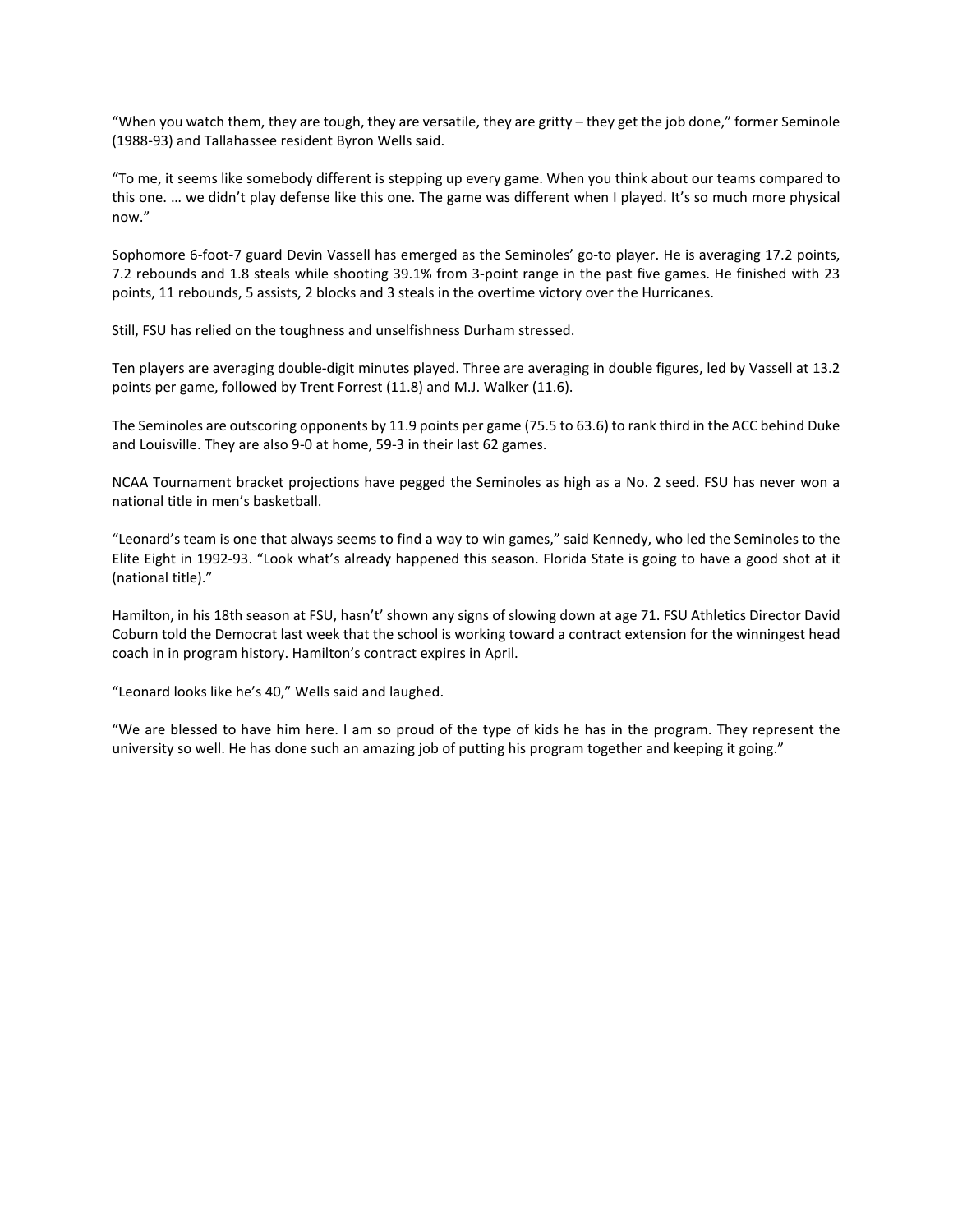"When you watch them, they are tough, they are versatile, they are gritty – they get the job done," former Seminole (1988-93) and Tallahassee resident Byron Wells said.

"To me, it seems like somebody different is stepping up every game. When you think about our teams compared to this one. … we didn't play defense like this one. The game was different when I played. It's so much more physical now."

Sophomore 6-foot-7 guard Devin Vassell has emerged as the Seminoles' go-to player. He is averaging 17.2 points, 7.2 rebounds and 1.8 steals while shooting 39.1% from 3-point range in the past five games. He finished with 23 points, 11 rebounds, 5 assists, 2 blocks and 3 steals in the overtime victory over the Hurricanes.

Still, FSU has relied on the toughness and unselfishness Durham stressed.

Ten players are averaging double-digit minutes played. Three are averaging in double figures, led by Vassell at 13.2 points per game, followed by Trent Forrest (11.8) and M.J. Walker (11.6).

The Seminoles are outscoring opponents by 11.9 points per game (75.5 to 63.6) to rank third in the ACC behind Duke and Louisville. They are also 9-0 at home, 59-3 in their last 62 games.

NCAA Tournament bracket projections have pegged the Seminoles as high as a No. 2 seed. FSU has never won a national title in men's basketball.

"Leonard's team is one that always seems to find a way to win games," said Kennedy, who led the Seminoles to the Elite Eight in 1992-93. "Look what's already happened this season. Florida State is going to have a good shot at it (national title)."

Hamilton, in his 18th season at FSU, hasn't' shown any signs of slowing down at age 71. FSU Athletics Director David Coburn told the Democrat last week that the school is working toward a contract extension for the winningest head coach in in program history. Hamilton's contract expires in April.

"Leonard looks like he's 40," Wells said and laughed.

"We are blessed to have him here. I am so proud of the type of kids he has in the program. They represent the university so well. He has done such an amazing job of putting his program together and keeping it going."